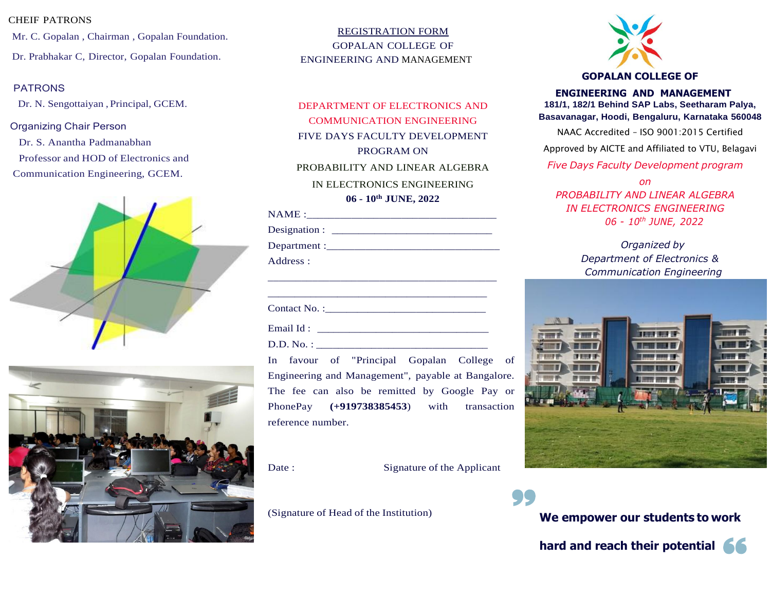CHEIF PATRONS

Mr. C. Gopalan , Chairman , Gopalan Foundation.

Dr. Prabhakar C, Director, Gopalan Foundation.

PATRONS

Dr. N. Sengottaiyan , Principal, GCEM.

Organizing Chair Person

Dr. S. Anantha Padmanabhan

Professor and HOD of Electronics and Communication Engineering, GCEM.

REGISTRATION FORM

GOPALAN COLLEGE OF ENGINEERING AND MANAGEMENT

DEPARTMENT OF ELECTRONICS AND COMMUNICATION ENGINEERING

FIVE DAYS FACULTY DEVELOPMENT PROGRAM ON

PROBABILITY AND LINEAR ALGEBRA

IN ELECTRONICS ENGINEERING

**06 - 10th JUNE, 2022**

NAME :________________________________

Designation : ____________________________

Department :______________________________

Address :

________________________________________

______________________________________

Contact No. :____________________________

Email Id : ______________________________

D.D. No. : ______________________________

In favour of "Principal Gopalan College of Engineering and Management", payable at Bangalore. The fee can also be remitted by Google Pay or PhonePay **(+919738385453)** with transaction reference number.

Date : Signature of the Applicant

(Signature of Head of the Institution)

**GOPALAN COLLEGE OF ENGINEERING AND MANAGEMENT**

**181/1, 182/1 Behind SAP Labs, Seetharam Palya, Basavanagar, Hoodi, Bengaluru, Karnataka 560048**

NAAC Accredited – ISO 9001:2015 Certified

Approved by AICTE and Affiliated to VTU, Belagavi

*Five Days Faculty Development program*

*on*

*PROBABILITY AND LINEAR ALGEBRA IN ELECTRONICS ENGINEERING*

*06 - 10th JUNE, 2022*

*Organized by*

*Department of Electronics & Communication Engineering*

**We empower our students to work hard and reach their potential**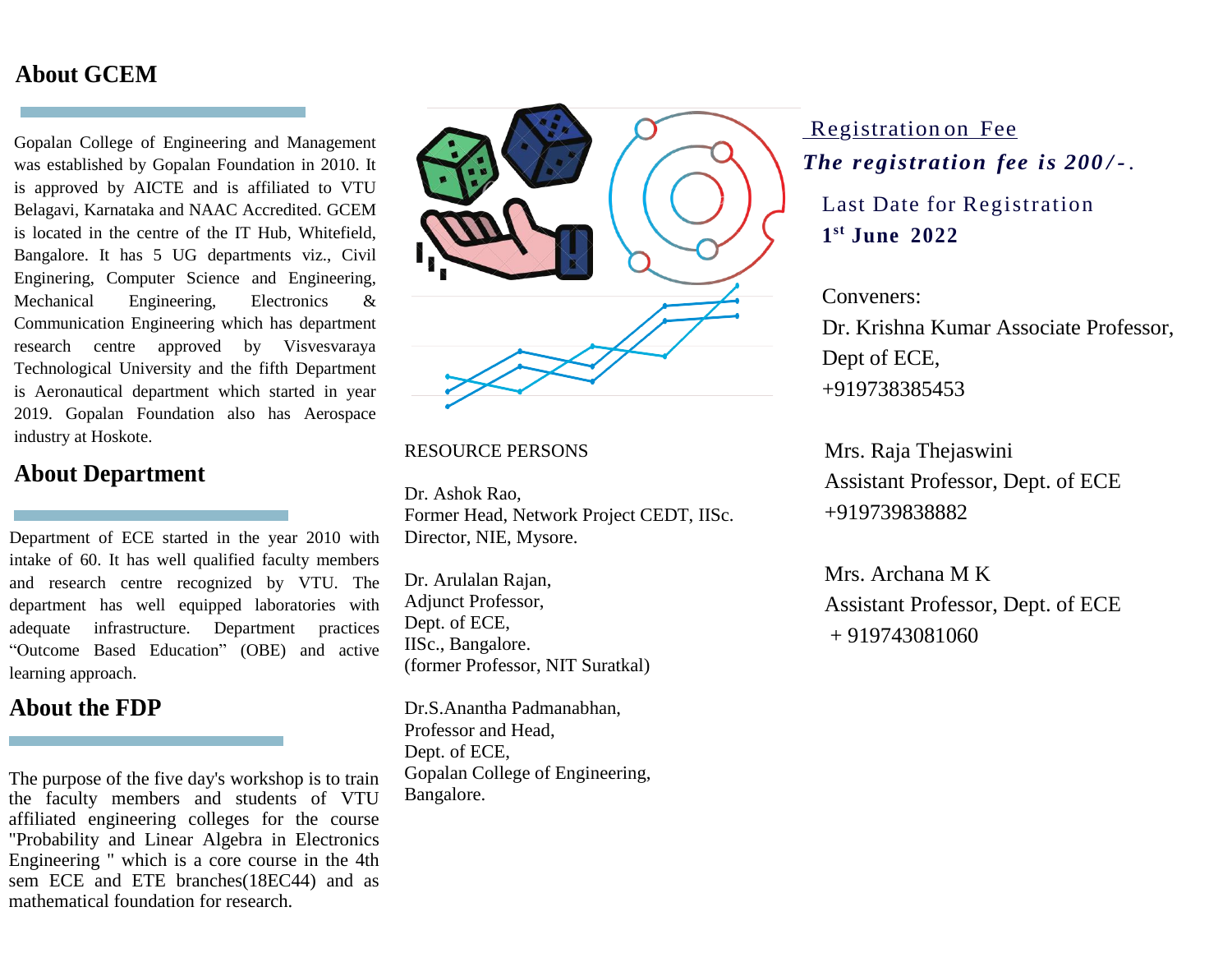## About GCEM

Gopalan College of Engineering and Management was established by Gopalan Foundation in 2010. It is approved by AICTE and is affiliated to VTU Belagavi, Karnataka and NAAC Accredited. GCEM is located in the centre of the IT Hub, Whitefield, Bangalore. It has 5 UG departments viz., Civil Enginering, Computer Science and Engineering, Mechanical Engineering, Electronics & Communication Engineering which has department research centre approved by Visvesvaraya Technological University and the fifth Department is Aeronautical department which started in year 2019. Gopalan Foundation also has Aerospace industry at Hoskote.

## About Department

Department of ECE started in the year 2010 with intake of 60. It has well qualified faculty members and research centre recognized by VTU. The department has well equipped laboratories with adequate infrastructure. Department practices "Outcome Based Education" (OBE) and active learning approach.

## About the FDP

The purpose of the five day's workshop is to train the faculty members and students of VTU affiliated engineering colleges for the course "Probability and Linear Algebra in Electronics Engineering " which is a core course in the 4th sem ECE and ETE branches(18EC44) and as mathematical foundation for research.

RESOURCE PERSONS

Dr. Ashok Rao,
Former Head, Network Project CEDT, IISc.
Director, NIE, Mysore.

Dr. Arulalan Rajan,
Adjunct Professor,
Dept. of ECE,
IISc., Bangalore.
(former Professor, NIT Suratkal)

Dr.S.Anantha Padmanabhan,
Professor and Head,
Dept. of ECE,
Gopalan College of Engineering,
Bangalore.

Registration on Fee

***The registration fee is 200/-.***

Last Date for Registration

**1st June 2022**

Conveners:

Dr. Krishna Kumar Associate Professor,
Dept of ECE,
+919738385453

Mrs. Raja Thejaswini
Assistant Professor, Dept. of ECE
+919739838882

Mrs. Archana M K
Assistant Professor, Dept. of ECE
+ 919743081060